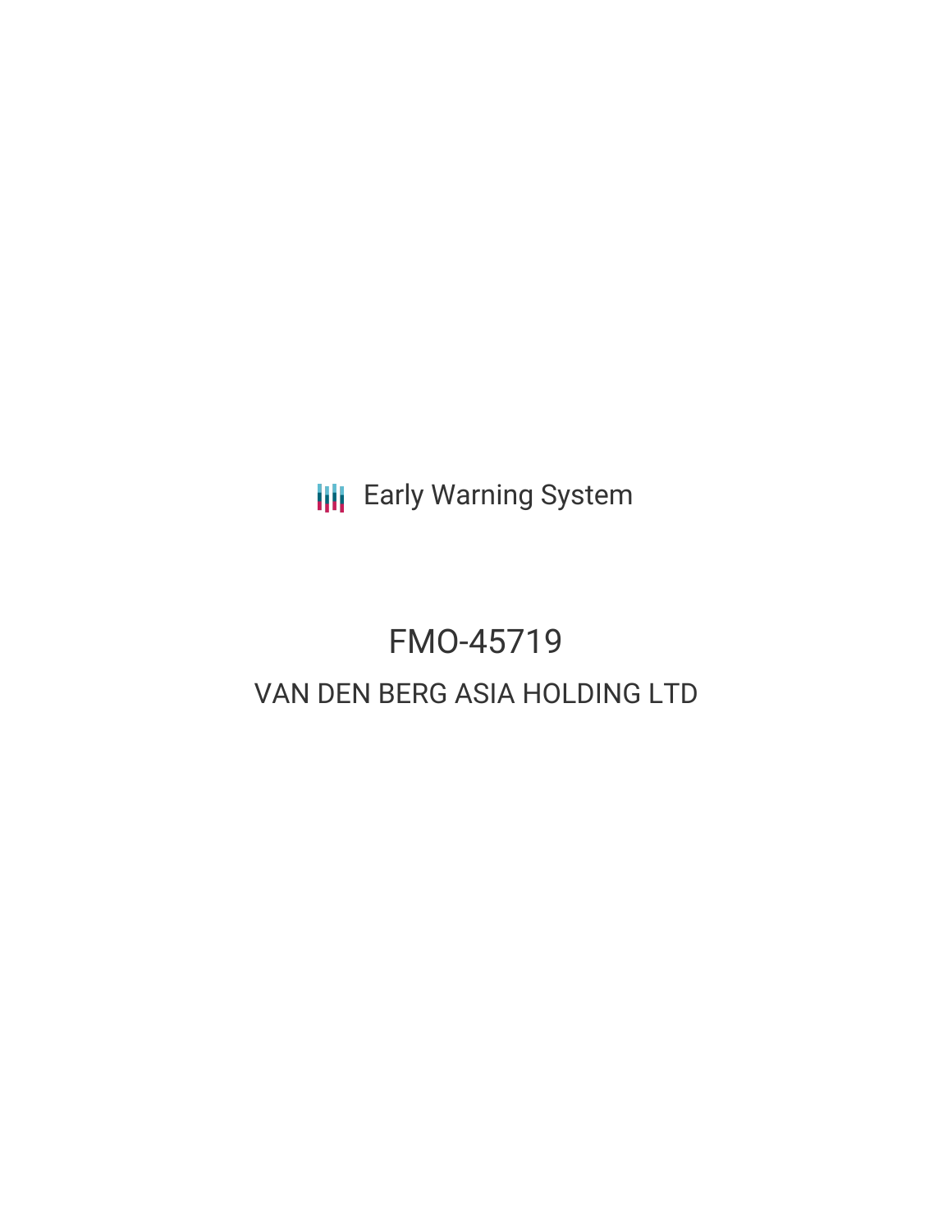Early Warning System

# FMO-45719

## VAN DEN BERG ASIA HOLDING LTD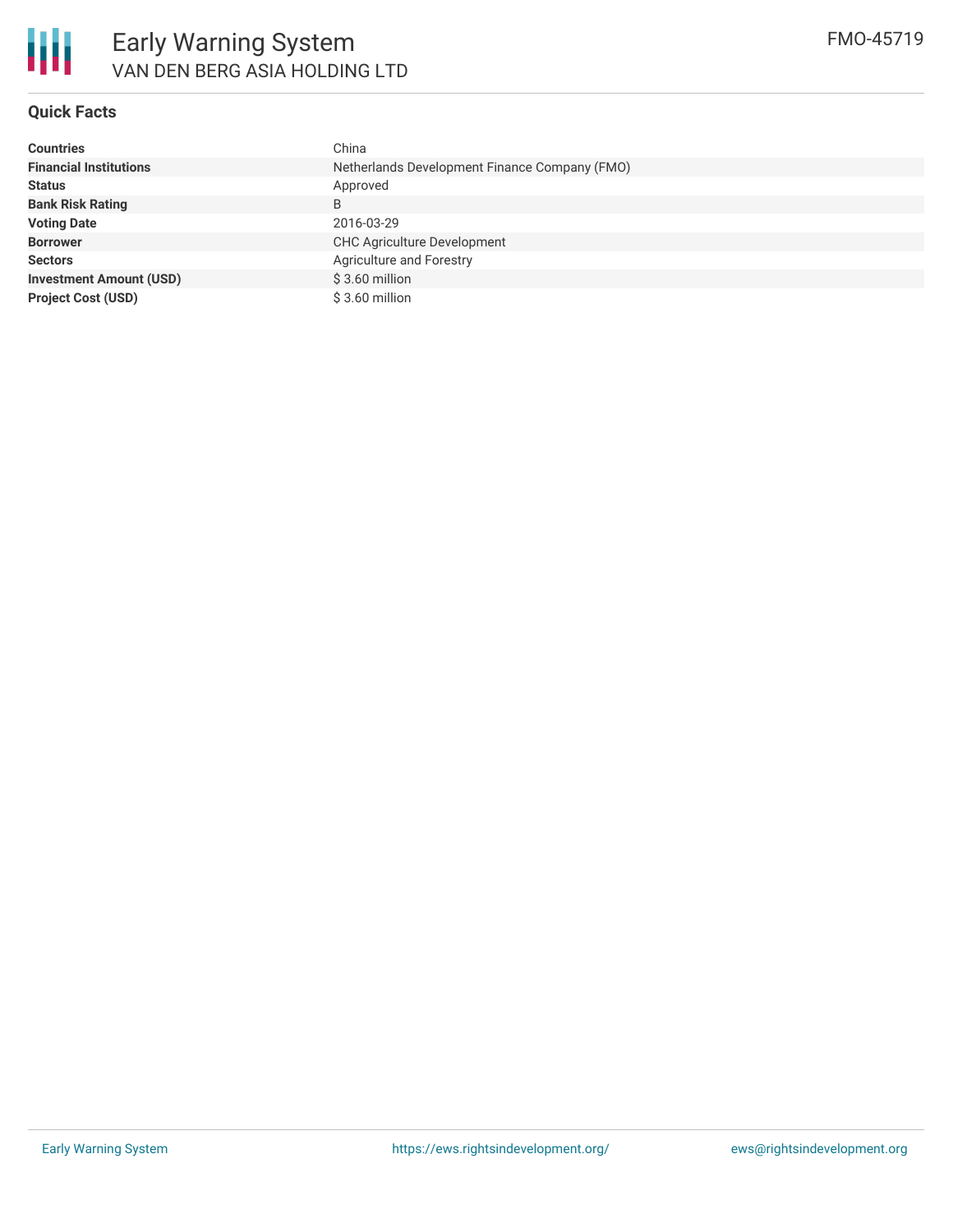# Early Warning System

VAN DEN BERG ASIA HOLDING LTD

FMO-45719

## Quick Facts

| | |
|---|---|
| **Countries** | China |
| **Financial Institutions** | Netherlands Development Finance Company (FMO) |
| **Status** | Approved |
| **Bank Risk Rating** | B |
| **Voting Date** | 2016-03-29 |
| **Borrower** | CHC Agriculture Development |
| **Sectors** | Agriculture and Forestry |
| **Investment Amount (USD)** | $ 3.60 million |
| **Project Cost (USD)** | $ 3.60 million |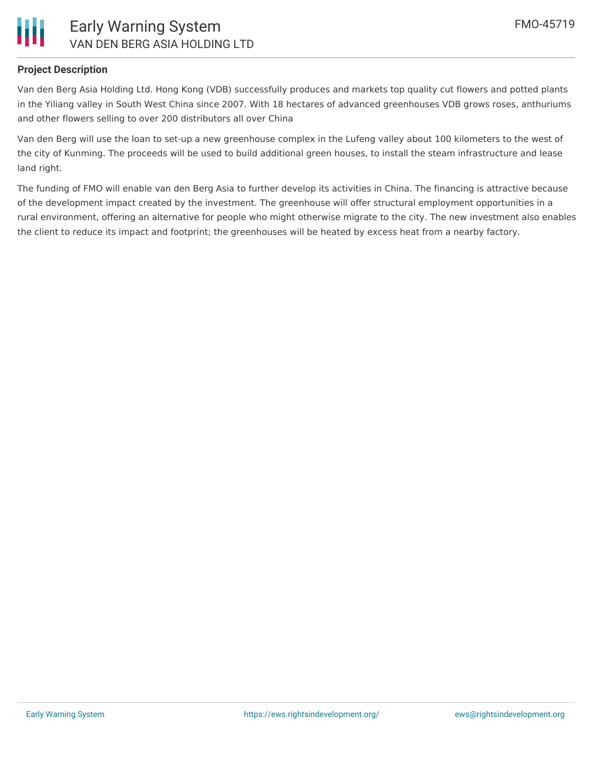## Project Description

Van den Berg Asia Holding Ltd. Hong Kong (VDB) successfully produces and markets top quality cut flowers and potted plants in the Yiliang valley in South West China since 2007. With 18 hectares of advanced greenhouses VDB grows roses, anthuriums and other flowers selling to over 200 distributors all over China

Van den Berg will use the loan to set-up a new greenhouse complex in the Lufeng valley about 100 kilometers to the west of the city of Kunming. The proceeds will be used to build additional green houses, to install the steam infrastructure and lease land right.

The funding of FMO will enable van den Berg Asia to further develop its activities in China. The financing is attractive because of the development impact created by the investment. The greenhouse will offer structural employment opportunities in a rural environment, offering an alternative for people who might otherwise migrate to the city. The new investment also enables the client to reduce its impact and footprint; the greenhouses will be heated by excess heat from a nearby factory.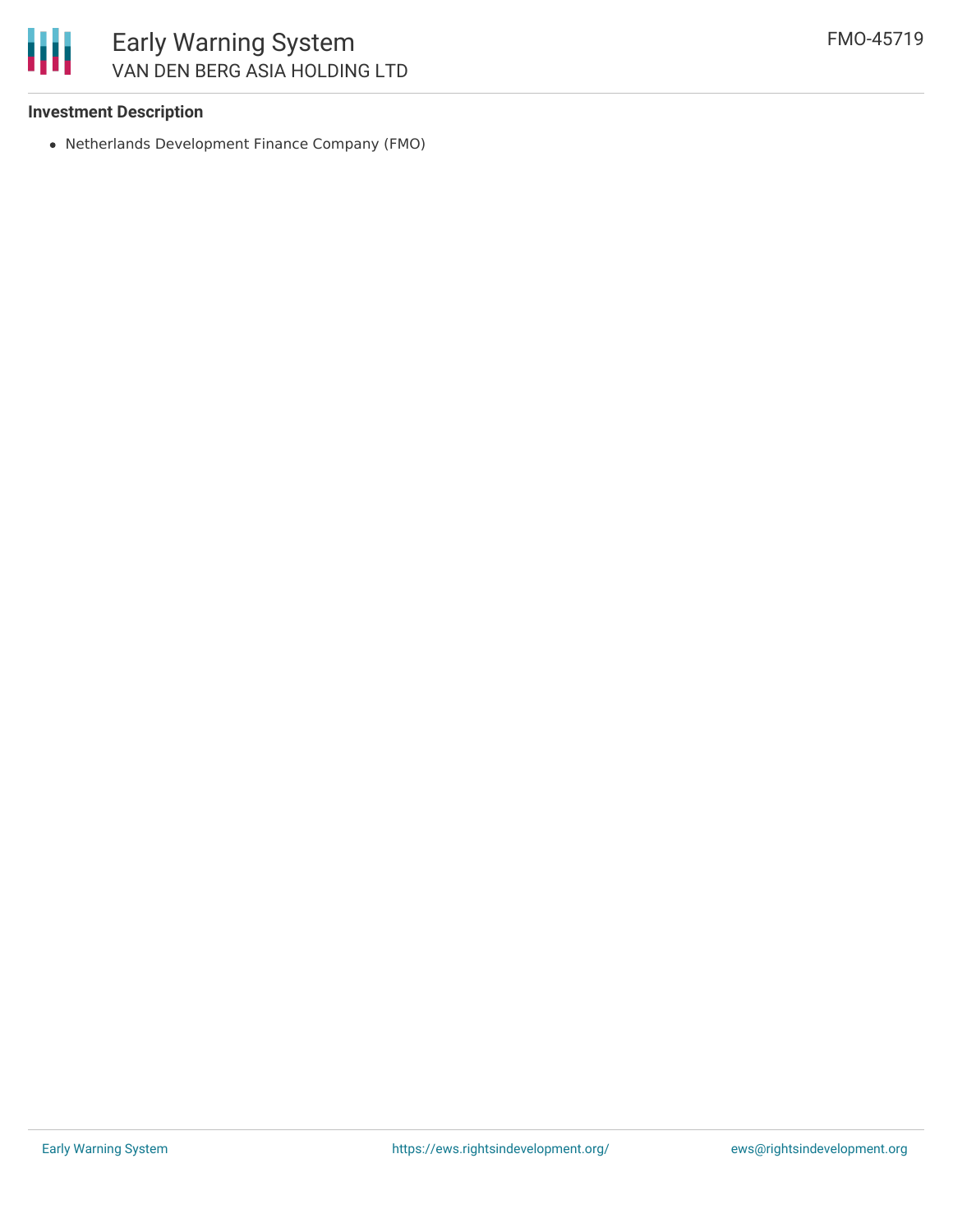### Investment Description

- Netherlands Development Finance Company (FMO)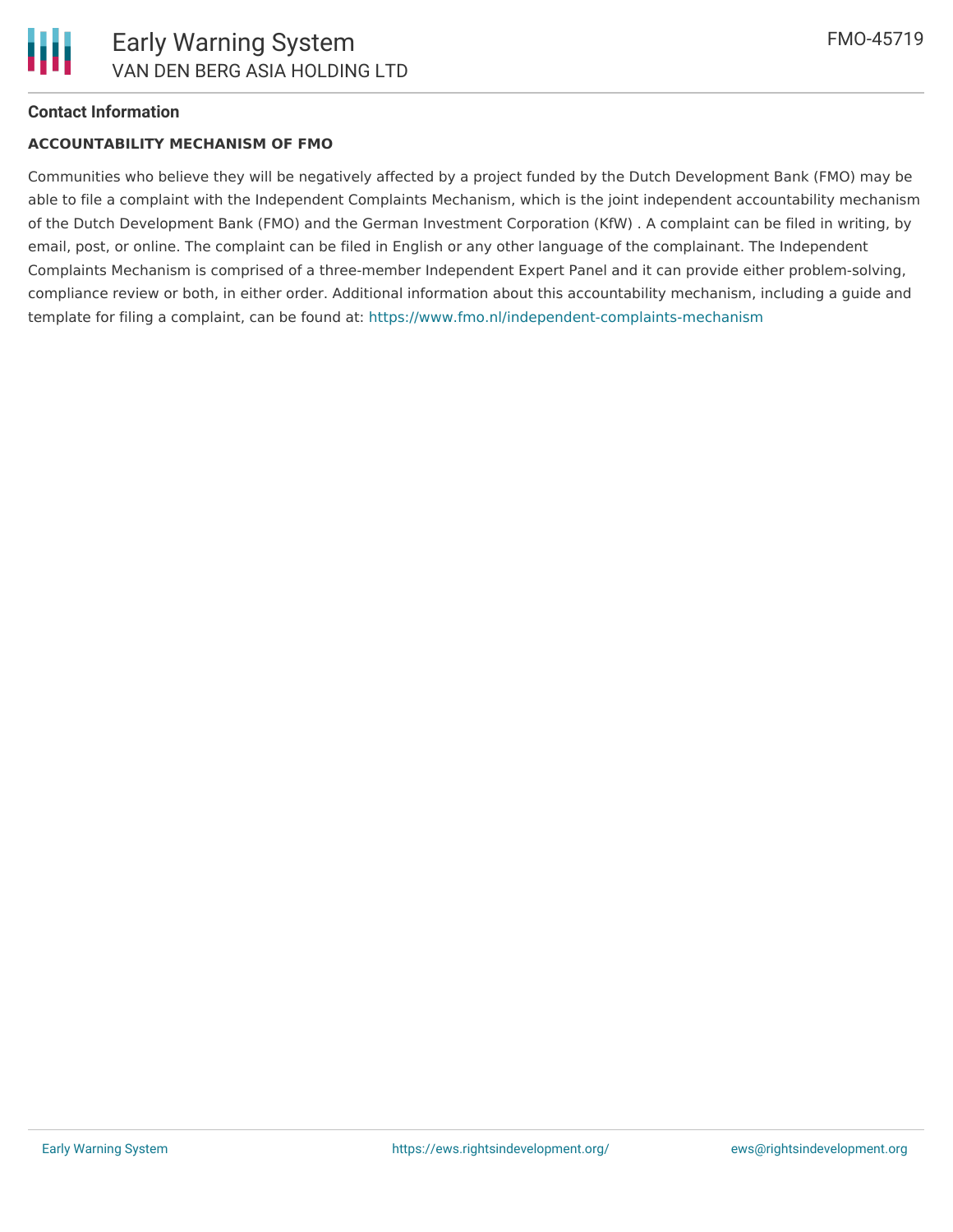## Contact Information

**ACCOUNTABILITY MECHANISM OF FMO**

Communities who believe they will be negatively affected by a project funded by the Dutch Development Bank (FMO) may be able to file a complaint with the Independent Complaints Mechanism, which is the joint independent accountability mechanism of the Dutch Development Bank (FMO) and the German Investment Corporation (KfW) . A complaint can be filed in writing, by email, post, or online. The complaint can be filed in English or any other language of the complainant. The Independent Complaints Mechanism is comprised of a three-member Independent Expert Panel and it can provide either problem-solving, compliance review or both, in either order. Additional information about this accountability mechanism, including a guide and template for filing a complaint, can be found at: https://www.fmo.nl/independent-complaints-mechanism